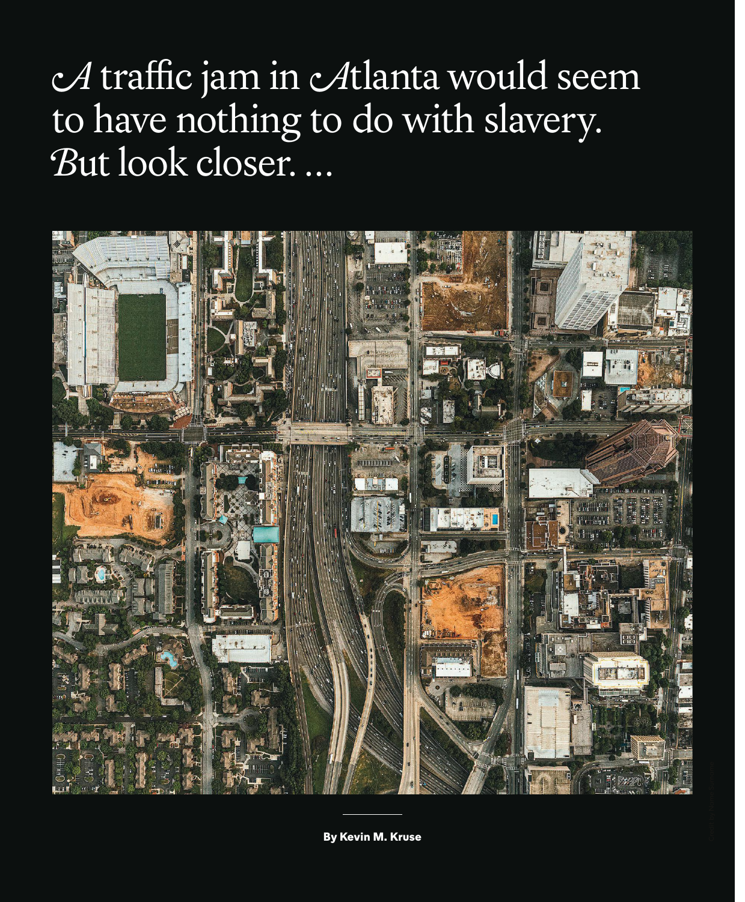# A traffic jam in Atlanta would seem to have nothing to do with slavery. But look closer. …

**By Kevin M. Kruse**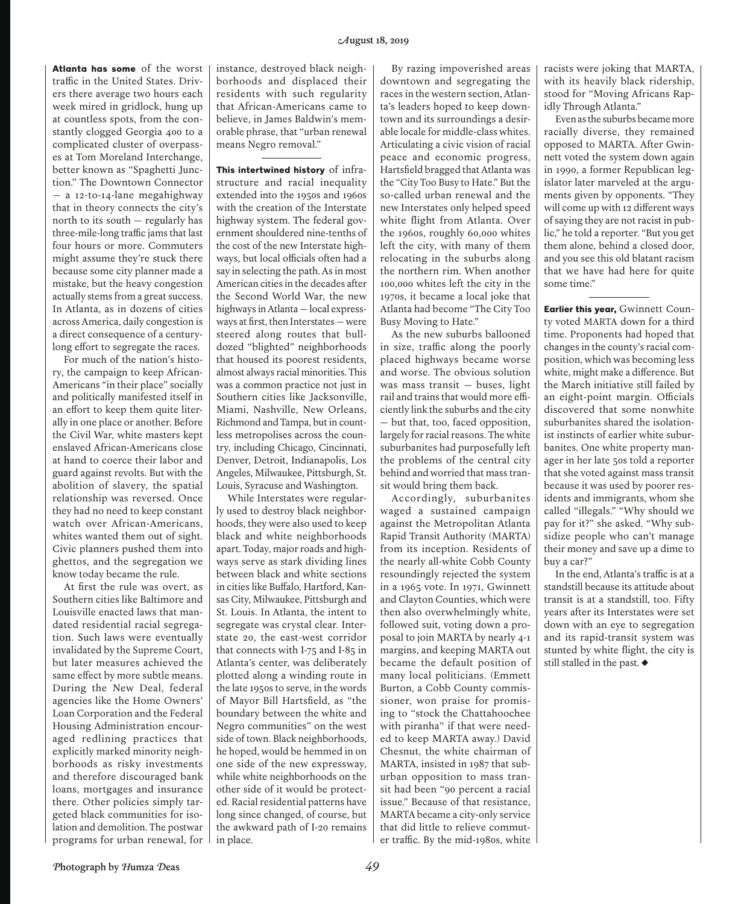**Atlanta has some** of the worst traffic in the United States. Drivers there average two hours each week mired in gridlock, hung up at countless spots, from the constantly clogged Georgia 400 to a complicated cluster of overpasses at Tom Moreland Interchange, better known as "Spaghetti Junction." The Downtown Connector — a 12-to-14-lane megahighway that in theory connects the city's north to its south — regularly has three-mile-long traffic jams that last four hours or more. Commuters might assume they're stuck there because some city planner made a mistake, but the heavy congestion actually stems from a great success. In Atlanta, as in dozens of cities across America, daily congestion is a direct consequence of a century-long effort to segregate the races.

For much of the nation's history, the campaign to keep African-Americans "in their place" socially and politically manifested itself in an effort to keep them quite literally in one place or another. Before the Civil War, white masters kept enslaved African-Americans close at hand to coerce their labor and guard against revolts. But with the abolition of slavery, the spatial relationship was reversed. Once they had no need to keep constant watch over African-Americans, whites wanted them out of sight. Civic planners pushed them into ghettos, and the segregation we know today became the rule.

At first the rule was overt, as Southern cities like Baltimore and Louisville enacted laws that mandated residential racial segregation. Such laws were eventually invalidated by the Supreme Court, but later measures achieved the same effect by more subtle means. During the New Deal, federal agencies like the Home Owners' Loan Corporation and the Federal Housing Administration encouraged redlining practices that explicitly marked minority neighborhoods as risky investments and therefore discouraged bank loans, mortgages and insurance there. Other policies simply targeted black communities for isolation and demolition. The postwar programs for urban renewal, for instance, destroyed black neighborhoods and displaced their residents with such regularity that African-Americans came to believe, in James Baldwin's memorable phrase, that "urban renewal means Negro removal."

**This intertwined history** of infrastructure and racial inequality extended into the 1950s and 1960s with the creation of the Interstate highway system. The federal government shouldered nine-tenths of the cost of the new Interstate highways, but local officials often had a say in selecting the path. As in most American cities in the decades after the Second World War, the new highways in Atlanta — local expressways at first, then Interstates — were steered along routes that bulldozed "blighted" neighborhoods that housed its poorest residents, almost always racial minorities. This was a common practice not just in Southern cities like Jacksonville, Miami, Nashville, New Orleans, Richmond and Tampa, but in countless metropolises across the country, including Chicago, Cincinnati, Denver, Detroit, Indianapolis, Los Angeles, Milwaukee, Pittsburgh, St. Louis, Syracuse and Washington.

While Interstates were regularly used to destroy black neighborhoods, they were also used to keep black and white neighborhoods apart. Today, major roads and highways serve as stark dividing lines between black and white sections in cities like Buffalo, Hartford, Kansas City, Milwaukee, Pittsburgh and St. Louis. In Atlanta, the intent to segregate was crystal clear. Interstate 20, the east-west corridor that connects with I-75 and I-85 in Atlanta's center, was deliberately plotted along a winding route in the late 1950s to serve, in the words of Mayor Bill Hartsfield, as "the boundary between the white and Negro communities" on the west side of town. Black neighborhoods, he hoped, would be hemmed in on one side of the new expressway, while white neighborhoods on the other side of it would be protected. Racial residential patterns have long since changed, of course, but the awkward path of I-20 remains in place.

By razing impoverished areas downtown and segregating the races in the western section, Atlanta's leaders hoped to keep downtown and its surroundings a desirable locale for middle-class whites. Articulating a civic vision of racial peace and economic progress, Hartsfield bragged that Atlanta was the "City Too Busy to Hate." But the so-called urban renewal and the new Interstates only helped speed white flight from Atlanta. Over the 1960s, roughly 60,000 whites left the city, with many of them relocating in the suburbs along the northern rim. When another 100,000 whites left the city in the 1970s, it became a local joke that Atlanta had become "The City Too Busy Moving to Hate."

As the new suburbs ballooned in size, traffic along the poorly placed highways became worse and worse. The obvious solution was mass transit — buses, light rail and trains that would more efficiently link the suburbs and the city — but that, too, faced opposition, largely for racial reasons. The white suburbanites had purposefully left the problems of the central city behind and worried that mass transit would bring them back.

Accordingly, suburbanites waged a sustained campaign against the Metropolitan Atlanta Rapid Transit Authority (MARTA) from its inception. Residents of the nearly all-white Cobb County resoundingly rejected the system in a 1965 vote. In 1971, Gwinnett and Clayton Counties, which were then also overwhelmingly white, followed suit, voting down a proposal to join MARTA by nearly 4-1 margins, and keeping MARTA out became the default position of many local politicians. (Emmett Burton, a Cobb County commissioner, won praise for promising to "stock the Chattahoochee with piranha" if that were needed to keep MARTA away.) David Chesnut, the white chairman of MARTA, insisted in 1987 that suburban opposition to mass transit had been "90 percent a racial issue." Because of that resistance, MARTA became a city-only service that did little to relieve commuter traffic. By the mid-1980s, white racists were joking that MARTA, with its heavily black ridership, stood for "Moving Africans Rapidly Through Atlanta."

Even as the suburbs became more racially diverse, they remained opposed to MARTA. After Gwinnett voted the system down again in 1990, a former Republican legislator later marveled at the arguments given by opponents. "They will come up with 12 different ways of saying they are not racist in public," he told a reporter. "But you get them alone, behind a closed door, and you see this old blatant racism that we have had here for quite some time."

**Earlier this year,** Gwinnett County voted MARTA down for a third time. Proponents had hoped that changes in the county's racial composition, which was becoming less white, might make a difference. But the March initiative still failed by an eight-point margin. Officials discovered that some nonwhite suburbanites shared the isolationist instincts of earlier white suburbanites. One white property manager in her late 50s told a reporter that she voted against mass transit because it was used by poorer residents and immigrants, whom she called "illegals." "Why should we pay for it?" she asked. "Why subsidize people who can't manage their money and save up a dime to buy a car?"

In the end, Atlanta's traffic is at a standstill because its attitude about transit is at a standstill, too. Fifty years after its Interstates were set down with an eye to segregation and its rapid-transit system was stunted by white flight, the city is still stalled in the past. ◆

Photograph by Humza Deas